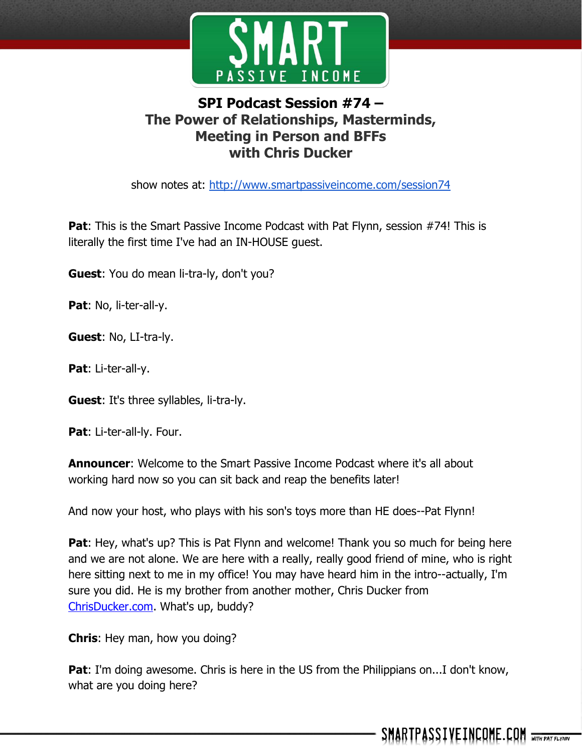# SPI Podcast Session #74 – The Power of Relationships, Masterminds, Meeting in Person and BFFs with Chris Ducker

show notes at: http://www.smartpassiveincome.com/session74

**Pat**: This is the Smart Passive Income Podcast with Pat Flynn, session #74! This is literally the first time I've had an IN-HOUSE guest.

**Guest**: You do mean li-tra-ly, don't you?

**Pat**: No, li-ter-all-y.

**Guest**: No, LI-tra-ly.

**Pat**: Li-ter-all-y.

**Guest**: It's three syllables, li-tra-ly.

**Pat**: Li-ter-all-ly. Four.

**Announcer**: Welcome to the Smart Passive Income Podcast where it's all about working hard now so you can sit back and reap the benefits later!

And now your host, who plays with his son's toys more than HE does--Pat Flynn!

**Pat**: Hey, what's up? This is Pat Flynn and welcome! Thank you so much for being here and we are not alone. We are here with a really, really good friend of mine, who is right here sitting next to me in my office! You may have heard him in the intro--actually, I'm sure you did. He is my brother from another mother, Chris Ducker from ChrisDucker.com. What's up, buddy?

**Chris**: Hey man, how you doing?

**Pat**: I'm doing awesome. Chris is here in the US from the Philippians on...I don't know, what are you doing here?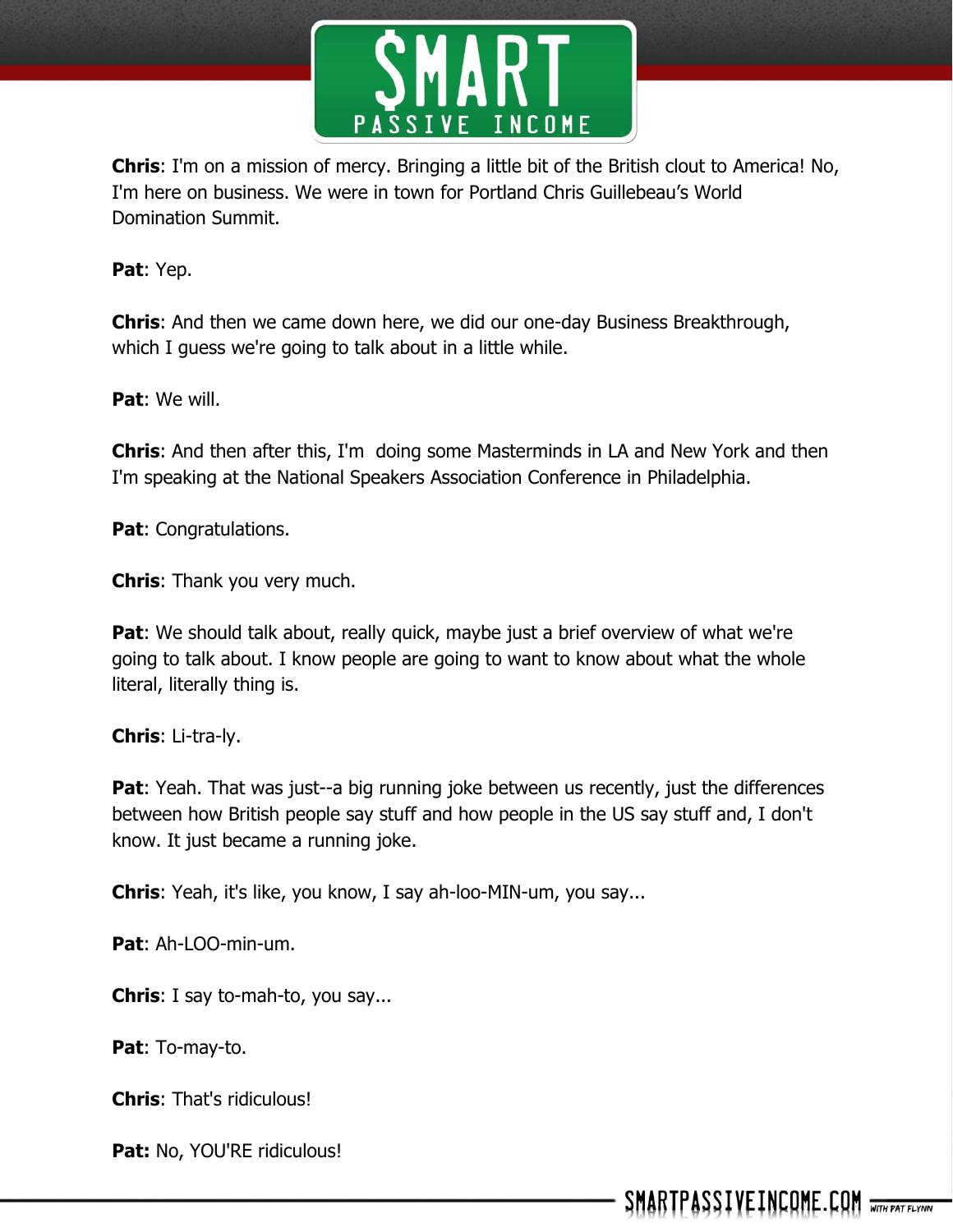**Chris**: I'm on a mission of mercy. Bringing a little bit of the British clout to America! No, I'm here on business. We were in town for Portland Chris Guillebeau's World Domination Summit.

**Pat**: Yep.

**Chris**: And then we came down here, we did our one-day Business Breakthrough, which I guess we're going to talk about in a little while.

**Pat**: We will.

**Chris**: And then after this, I'm doing some Masterminds in LA and New York and then I'm speaking at the National Speakers Association Conference in Philadelphia.

**Pat**: Congratulations.

**Chris**: Thank you very much.

**Pat**: We should talk about, really quick, maybe just a brief overview of what we're going to talk about. I know people are going to want to know about what the whole literal, literally thing is.

**Chris**: Li-tra-ly.

**Pat**: Yeah. That was just--a big running joke between us recently, just the differences between how British people say stuff and how people in the US say stuff and, I don't know. It just became a running joke.

**Chris**: Yeah, it's like, you know, I say ah-loo-MIN-um, you say...

**Pat**: Ah-LOO-min-um.

**Chris**: I say to-mah-to, you say...

**Pat**: To-may-to.

**Chris**: That's ridiculous!

**Pat:** No, YOU'RE ridiculous!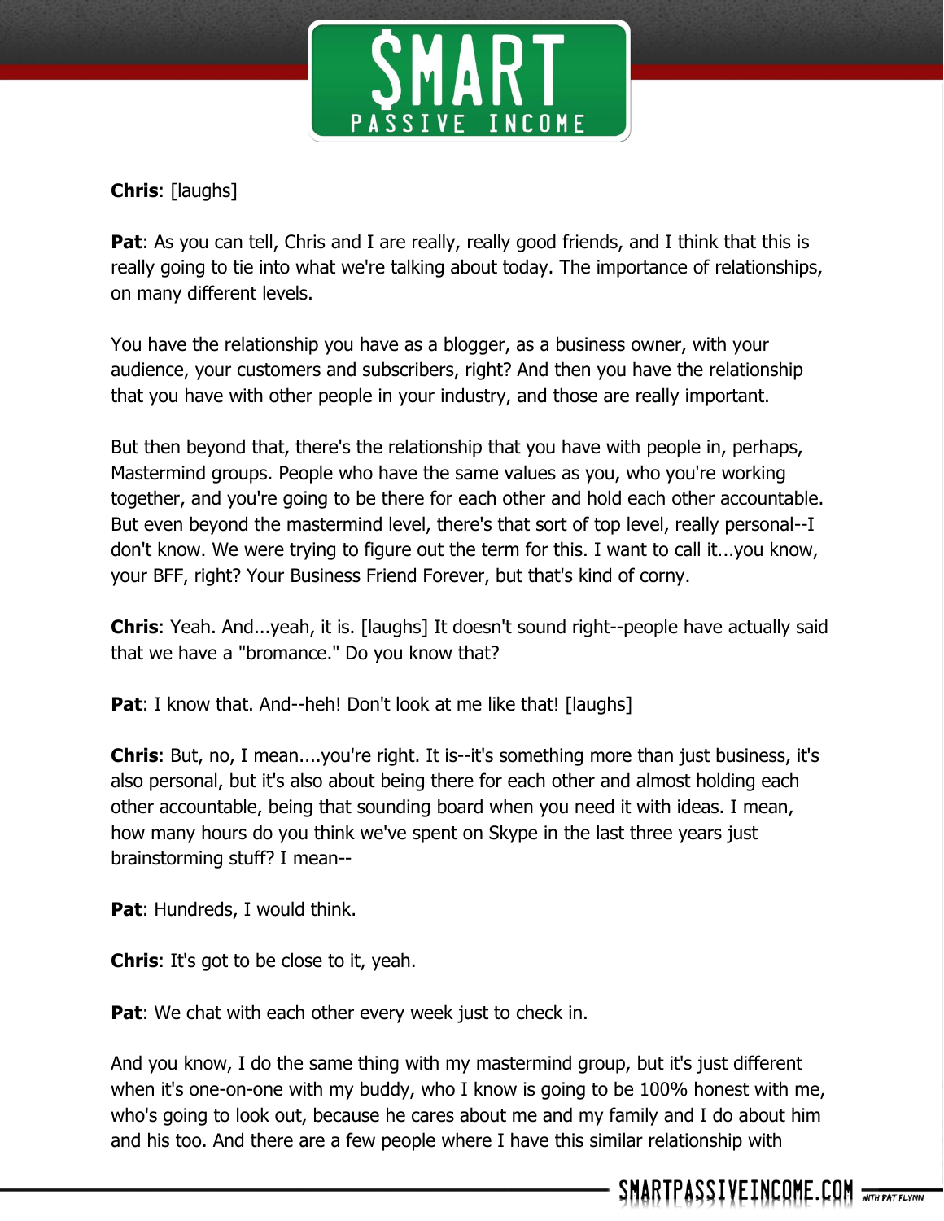**Chris**: [laughs]

**Pat**: As you can tell, Chris and I are really, really good friends, and I think that this is really going to tie into what we're talking about today. The importance of relationships, on many different levels.

You have the relationship you have as a blogger, as a business owner, with your audience, your customers and subscribers, right? And then you have the relationship that you have with other people in your industry, and those are really important.

But then beyond that, there's the relationship that you have with people in, perhaps, Mastermind groups. People who have the same values as you, who you're working together, and you're going to be there for each other and hold each other accountable. But even beyond the mastermind level, there's that sort of top level, really personal--I don't know. We were trying to figure out the term for this. I want to call it...you know, your BFF, right? Your Business Friend Forever, but that's kind of corny.

**Chris**: Yeah. And...yeah, it is. [laughs] It doesn't sound right--people have actually said that we have a "bromance." Do you know that?

**Pat**: I know that. And--heh! Don't look at me like that! [laughs]

**Chris**: But, no, I mean....you're right. It is--it's something more than just business, it's also personal, but it's also about being there for each other and almost holding each other accountable, being that sounding board when you need it with ideas. I mean, how many hours do you think we've spent on Skype in the last three years just brainstorming stuff? I mean--

**Pat**: Hundreds, I would think.

**Chris**: It's got to be close to it, yeah.

**Pat**: We chat with each other every week just to check in.

And you know, I do the same thing with my mastermind group, but it's just different when it's one-on-one with my buddy, who I know is going to be 100% honest with me, who's going to look out, because he cares about me and my family and I do about him and his too. And there are a few people where I have this similar relationship with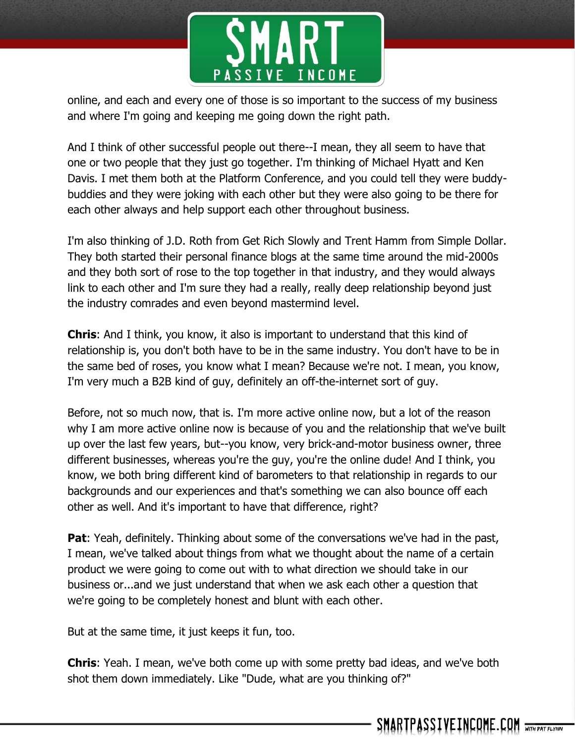online, and each and every one of those is so important to the success of my business and where I'm going and keeping me going down the right path.

And I think of other successful people out there--I mean, they all seem to have that one or two people that they just go together. I'm thinking of Michael Hyatt and Ken Davis. I met them both at the Platform Conference, and you could tell they were buddy-buddies and they were joking with each other but they were also going to be there for each other always and help support each other throughout business.

I'm also thinking of J.D. Roth from Get Rich Slowly and Trent Hamm from Simple Dollar. They both started their personal finance blogs at the same time around the mid-2000s and they both sort of rose to the top together in that industry, and they would always link to each other and I'm sure they had a really, really deep relationship beyond just the industry comrades and even beyond mastermind level.

**Chris**: And I think, you know, it also is important to understand that this kind of relationship is, you don't both have to be in the same industry. You don't have to be in the same bed of roses, you know what I mean? Because we're not. I mean, you know, I'm very much a B2B kind of guy, definitely an off-the-internet sort of guy.

Before, not so much now, that is. I'm more active online now, but a lot of the reason why I am more active online now is because of you and the relationship that we've built up over the last few years, but--you know, very brick-and-motor business owner, three different businesses, whereas you're the guy, you're the online dude! And I think, you know, we both bring different kind of barometers to that relationship in regards to our backgrounds and our experiences and that's something we can also bounce off each other as well. And it's important to have that difference, right?

**Pat**: Yeah, definitely. Thinking about some of the conversations we've had in the past, I mean, we've talked about things from what we thought about the name of a certain product we were going to come out with to what direction we should take in our business or...and we just understand that when we ask each other a question that we're going to be completely honest and blunt with each other.

But at the same time, it just keeps it fun, too.

**Chris**: Yeah. I mean, we've both come up with some pretty bad ideas, and we've both shot them down immediately. Like "Dude, what are you thinking of?"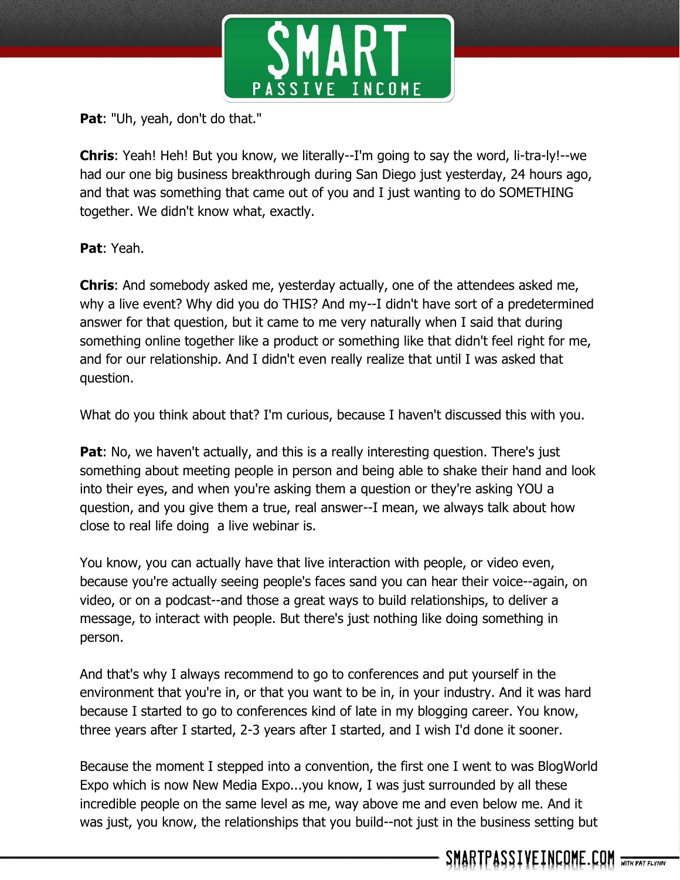**Pat**: "Uh, yeah, don't do that."

**Chris**: Yeah! Heh! But you know, we literally--I'm going to say the word, li-tra-ly!--we had our one big business breakthrough during San Diego just yesterday, 24 hours ago, and that was something that came out of you and I just wanting to do SOMETHING together. We didn't know what, exactly.

**Pat**: Yeah.

**Chris**: And somebody asked me, yesterday actually, one of the attendees asked me, why a live event? Why did you do THIS? And my--I didn't have sort of a predetermined answer for that question, but it came to me very naturally when I said that during something online together like a product or something like that didn't feel right for me, and for our relationship. And I didn't even really realize that until I was asked that question.

What do you think about that? I'm curious, because I haven't discussed this with you.

**Pat**: No, we haven't actually, and this is a really interesting question. There's just something about meeting people in person and being able to shake their hand and look into their eyes, and when you're asking them a question or they're asking YOU a question, and you give them a true, real answer--I mean, we always talk about how close to real life doing  a live webinar is.

You know, you can actually have that live interaction with people, or video even, because you're actually seeing people's faces sand you can hear their voice--again, on video, or on a podcast--and those a great ways to build relationships, to deliver a message, to interact with people. But there's just nothing like doing something in person.

And that's why I always recommend to go to conferences and put yourself in the environment that you're in, or that you want to be in, in your industry. And it was hard because I started to go to conferences kind of late in my blogging career. You know, three years after I started, 2-3 years after I started, and I wish I'd done it sooner.

Because the moment I stepped into a convention, the first one I went to was BlogWorld Expo which is now New Media Expo...you know, I was just surrounded by all these incredible people on the same level as me, way above me and even below me. And it was just, you know, the relationships that you build--not just in the business setting but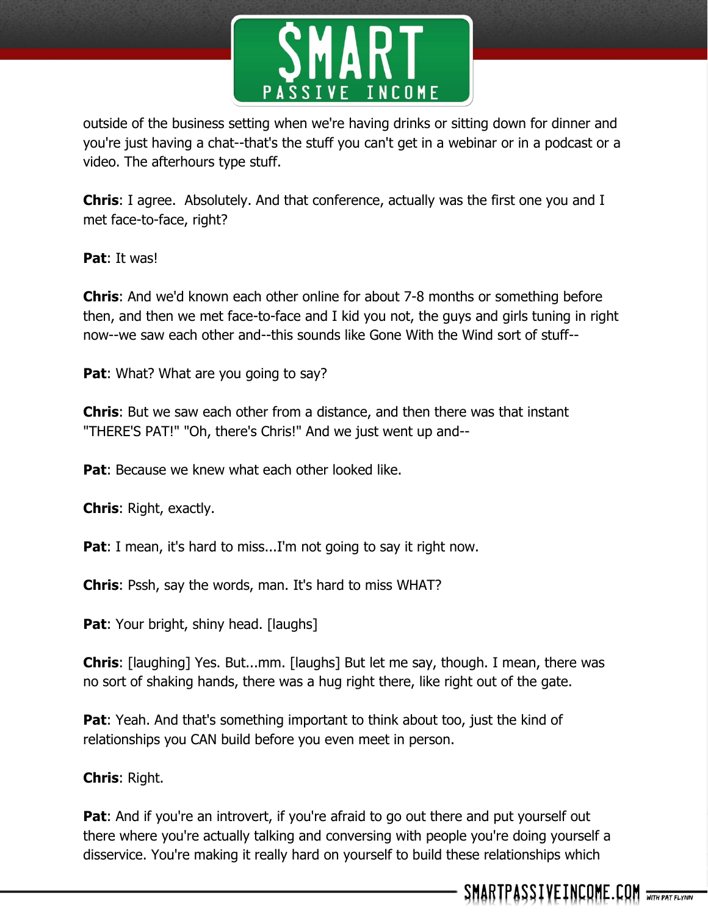outside of the business setting when we're having drinks or sitting down for dinner and you're just having a chat--that's the stuff you can't get in a webinar or in a podcast or a video. The afterhours type stuff.

**Chris**: I agree. Absolutely. And that conference, actually was the first one you and I met face-to-face, right?

**Pat**: It was!

**Chris**: And we'd known each other online for about 7-8 months or something before then, and then we met face-to-face and I kid you not, the guys and girls tuning in right now--we saw each other and--this sounds like Gone With the Wind sort of stuff--

**Pat**: What? What are you going to say?

**Chris**: But we saw each other from a distance, and then there was that instant "THERE'S PAT!" "Oh, there's Chris!" And we just went up and--

**Pat**: Because we knew what each other looked like.

**Chris**: Right, exactly.

**Pat**: I mean, it's hard to miss...I'm not going to say it right now.

**Chris**: Pssh, say the words, man. It's hard to miss WHAT?

**Pat**: Your bright, shiny head. [laughs]

**Chris**: [laughing] Yes. But...mm. [laughs] But let me say, though. I mean, there was no sort of shaking hands, there was a hug right there, like right out of the gate.

**Pat**: Yeah. And that's something important to think about too, just the kind of relationships you CAN build before you even meet in person.

**Chris**: Right.

**Pat**: And if you're an introvert, if you're afraid to go out there and put yourself out there where you're actually talking and conversing with people you're doing yourself a disservice. You're making it really hard on yourself to build these relationships which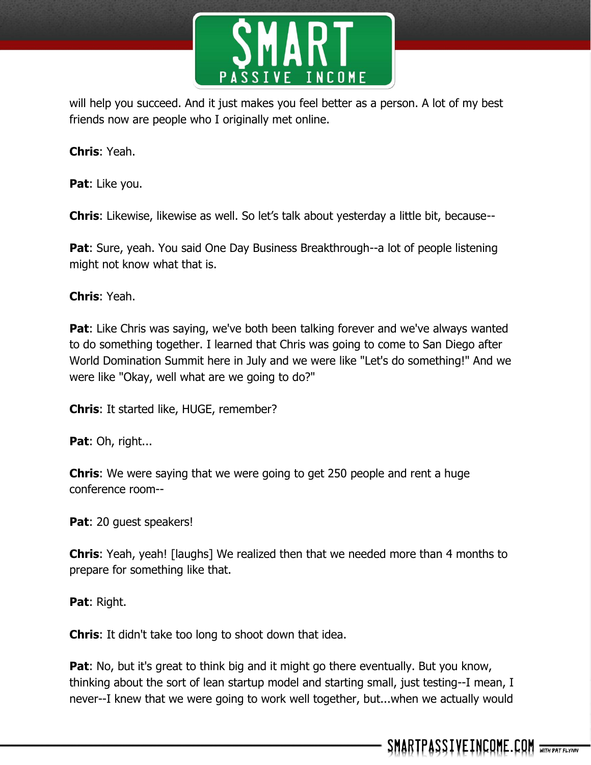will help you succeed. And it just makes you feel better as a person. A lot of my best friends now are people who I originally met online.

**Chris**: Yeah.

**Pat**: Like you.

**Chris**: Likewise, likewise as well. So let's talk about yesterday a little bit, because--

**Pat**: Sure, yeah. You said One Day Business Breakthrough--a lot of people listening might not know what that is.

**Chris**: Yeah.

**Pat**: Like Chris was saying, we've both been talking forever and we've always wanted to do something together. I learned that Chris was going to come to San Diego after World Domination Summit here in July and we were like "Let's do something!" And we were like "Okay, well what are we going to do?"

**Chris**: It started like, HUGE, remember?

**Pat**: Oh, right...

**Chris**: We were saying that we were going to get 250 people and rent a huge conference room--

**Pat**: 20 guest speakers!

**Chris**: Yeah, yeah! [laughs] We realized then that we needed more than 4 months to prepare for something like that.

**Pat**: Right.

**Chris**: It didn't take too long to shoot down that idea.

**Pat**: No, but it's great to think big and it might go there eventually. But you know, thinking about the sort of lean startup model and starting small, just testing--I mean, I never--I knew that we were going to work well together, but...when we actually would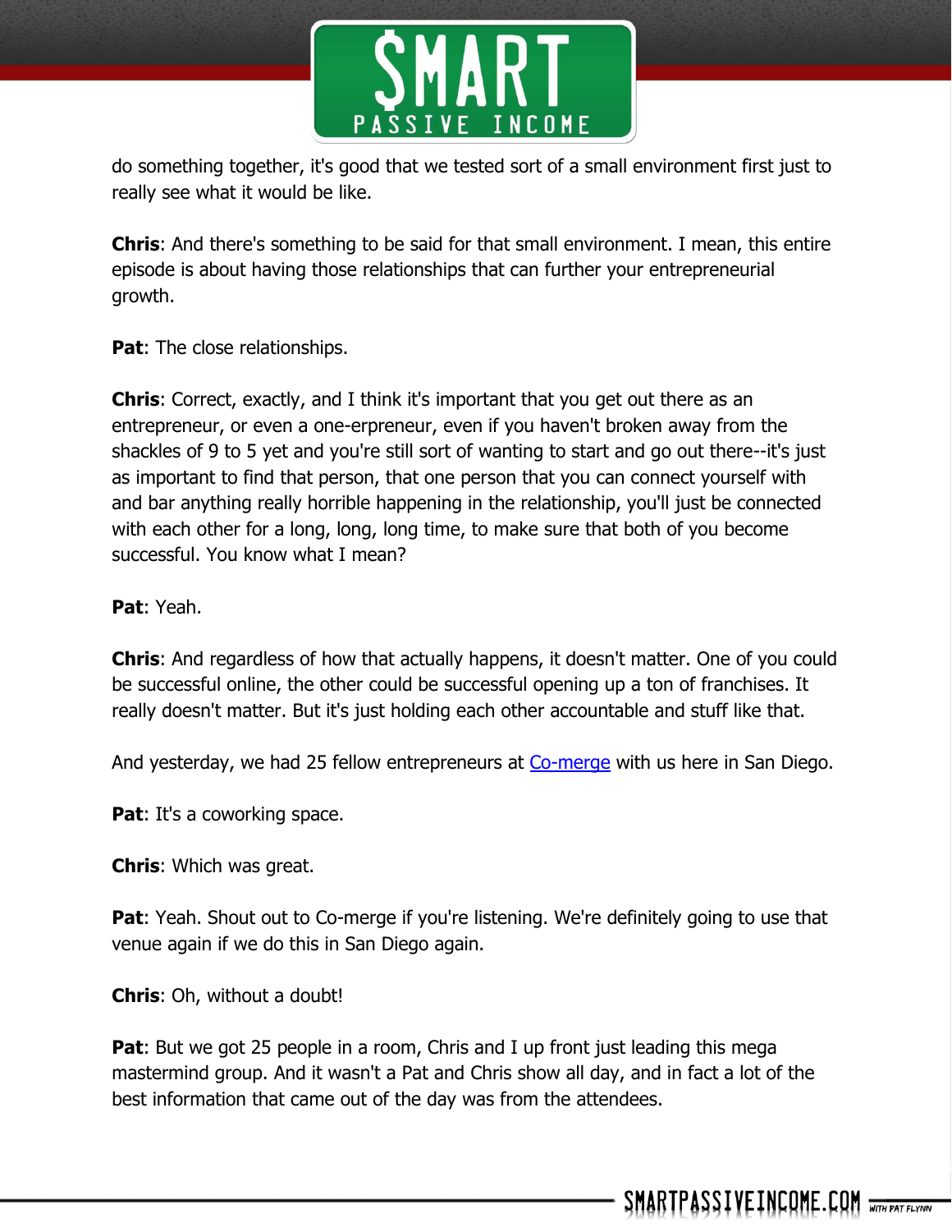do something together, it's good that we tested sort of a small environment first just to really see what it would be like.

**Chris**: And there's something to be said for that small environment. I mean, this entire episode is about having those relationships that can further your entrepreneurial growth.

**Pat**: The close relationships.

**Chris**: Correct, exactly, and I think it's important that you get out there as an entrepreneur, or even a one-erpreneur, even if you haven't broken away from the shackles of 9 to 5 yet and you're still sort of wanting to start and go out there--it's just as important to find that person, that one person that you can connect yourself with and bar anything really horrible happening in the relationship, you'll just be connected with each other for a long, long, long time, to make sure that both of you become successful. You know what I mean?

**Pat**: Yeah.

**Chris**: And regardless of how that actually happens, it doesn't matter. One of you could be successful online, the other could be successful opening up a ton of franchises. It really doesn't matter. But it's just holding each other accountable and stuff like that.

And yesterday, we had 25 fellow entrepreneurs at Co-merge with us here in San Diego.

**Pat**: It's a coworking space.

**Chris**: Which was great.

**Pat**: Yeah. Shout out to Co-merge if you're listening. We're definitely going to use that venue again if we do this in San Diego again.

**Chris**: Oh, without a doubt!

**Pat**: But we got 25 people in a room, Chris and I up front just leading this mega mastermind group. And it wasn't a Pat and Chris show all day, and in fact a lot of the best information that came out of the day was from the attendees.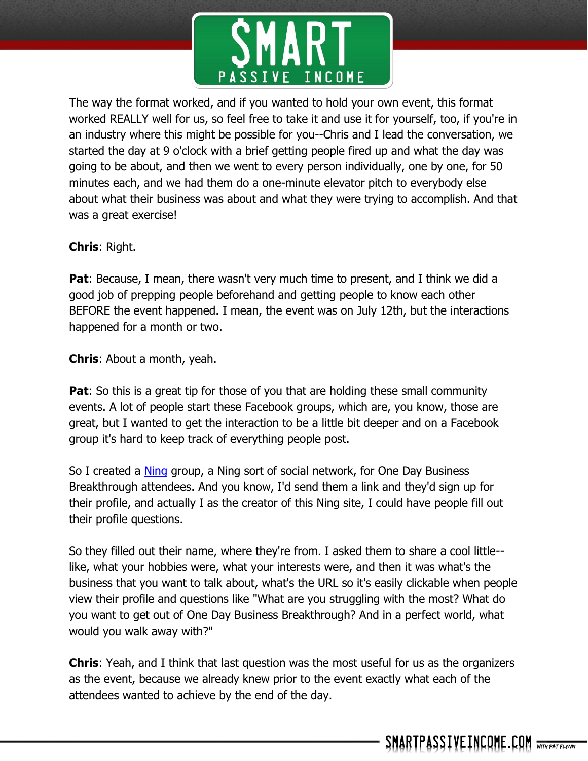The way the format worked, and if you wanted to hold your own event, this format worked REALLY well for us, so feel free to take it and use it for yourself, too, if you're in an industry where this might be possible for you--Chris and I lead the conversation, we started the day at 9 o'clock with a brief getting people fired up and what the day was going to be about, and then we went to every person individually, one by one, for 50 minutes each, and we had them do a one-minute elevator pitch to everybody else about what their business was about and what they were trying to accomplish. And that was a great exercise!

**Chris**: Right.

**Pat**: Because, I mean, there wasn't very much time to present, and I think we did a good job of prepping people beforehand and getting people to know each other BEFORE the event happened. I mean, the event was on July 12th, but the interactions happened for a month or two.

**Chris**: About a month, yeah.

**Pat**: So this is a great tip for those of you that are holding these small community events. A lot of people start these Facebook groups, which are, you know, those are great, but I wanted to get the interaction to be a little bit deeper and on a Facebook group it's hard to keep track of everything people post.

So I created a [Ning](http://www.ning.com) group, a Ning sort of social network, for One Day Business Breakthrough attendees. And you know, I'd send them a link and they'd sign up for their profile, and actually I as the creator of this Ning site, I could have people fill out their profile questions.

So they filled out their name, where they're from. I asked them to share a cool little--like, what your hobbies were, what your interests were, and then it was what's the business that you want to talk about, what's the URL so it's easily clickable when people view their profile and questions like "What are you struggling with the most? What do you want to get out of One Day Business Breakthrough? And in a perfect world, what would you walk away with?"

**Chris**: Yeah, and I think that last question was the most useful for us as the organizers as the event, because we already knew prior to the event exactly what each of the attendees wanted to achieve by the end of the day.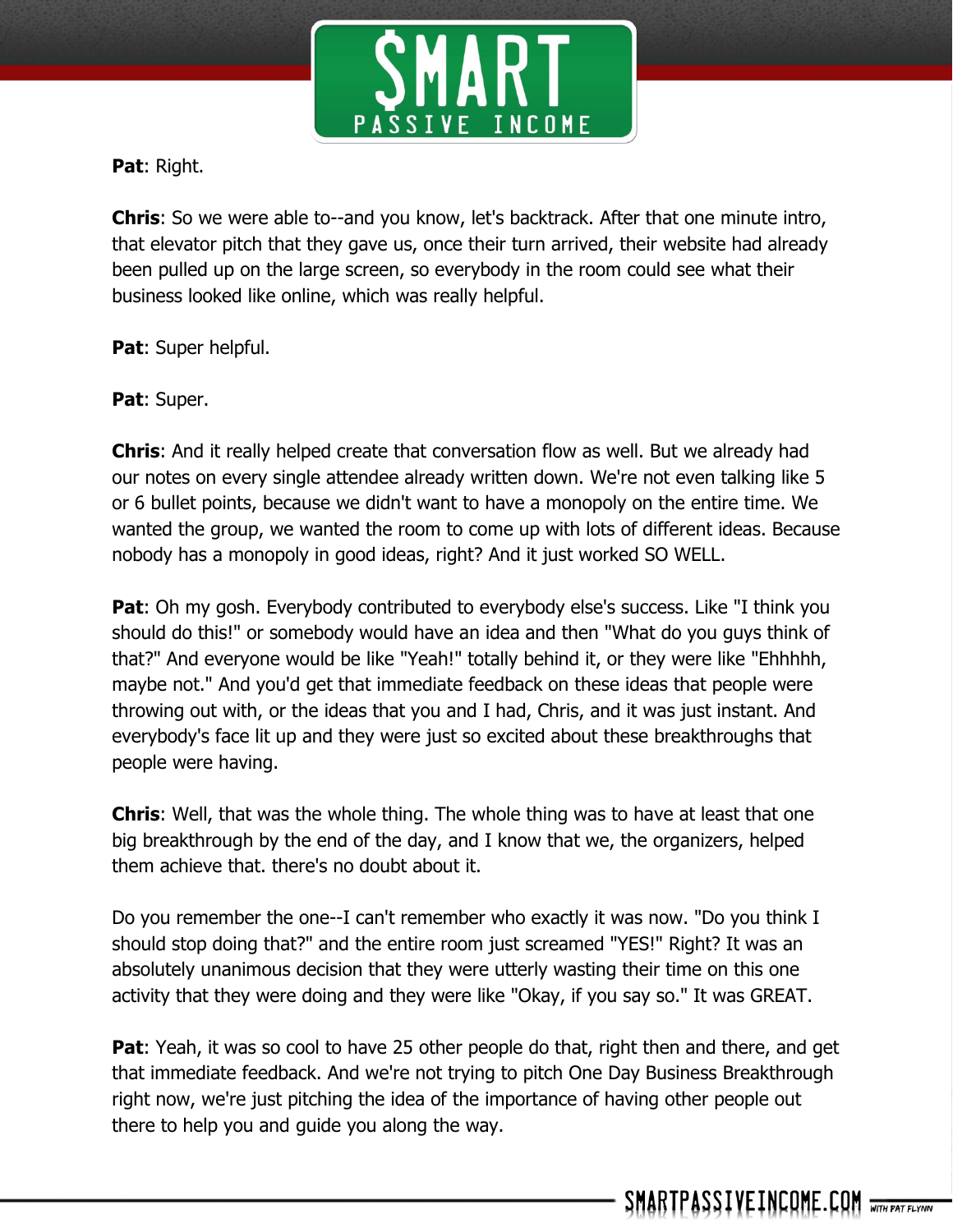**Pat**: Right.

**Chris**: So we were able to--and you know, let's backtrack. After that one minute intro, that elevator pitch that they gave us, once their turn arrived, their website had already been pulled up on the large screen, so everybody in the room could see what their business looked like online, which was really helpful.

**Pat**: Super helpful.

**Pat**: Super.

**Chris**: And it really helped create that conversation flow as well. But we already had our notes on every single attendee already written down. We're not even talking like 5 or 6 bullet points, because we didn't want to have a monopoly on the entire time. We wanted the group, we wanted the room to come up with lots of different ideas. Because nobody has a monopoly in good ideas, right? And it just worked SO WELL.

**Pat**: Oh my gosh. Everybody contributed to everybody else's success. Like "I think you should do this!" or somebody would have an idea and then "What do you guys think of that?" And everyone would be like "Yeah!" totally behind it, or they were like "Ehhhhh, maybe not." And you'd get that immediate feedback on these ideas that people were throwing out with, or the ideas that you and I had, Chris, and it was just instant. And everybody's face lit up and they were just so excited about these breakthroughs that people were having.

**Chris**: Well, that was the whole thing. The whole thing was to have at least that one big breakthrough by the end of the day, and I know that we, the organizers, helped them achieve that. there's no doubt about it.

Do you remember the one--I can't remember who exactly it was now. "Do you think I should stop doing that?" and the entire room just screamed "YES!" Right? It was an absolutely unanimous decision that they were utterly wasting their time on this one activity that they were doing and they were like "Okay, if you say so." It was GREAT.

**Pat**: Yeah, it was so cool to have 25 other people do that, right then and there, and get that immediate feedback. And we're not trying to pitch One Day Business Breakthrough right now, we're just pitching the idea of the importance of having other people out there to help you and guide you along the way.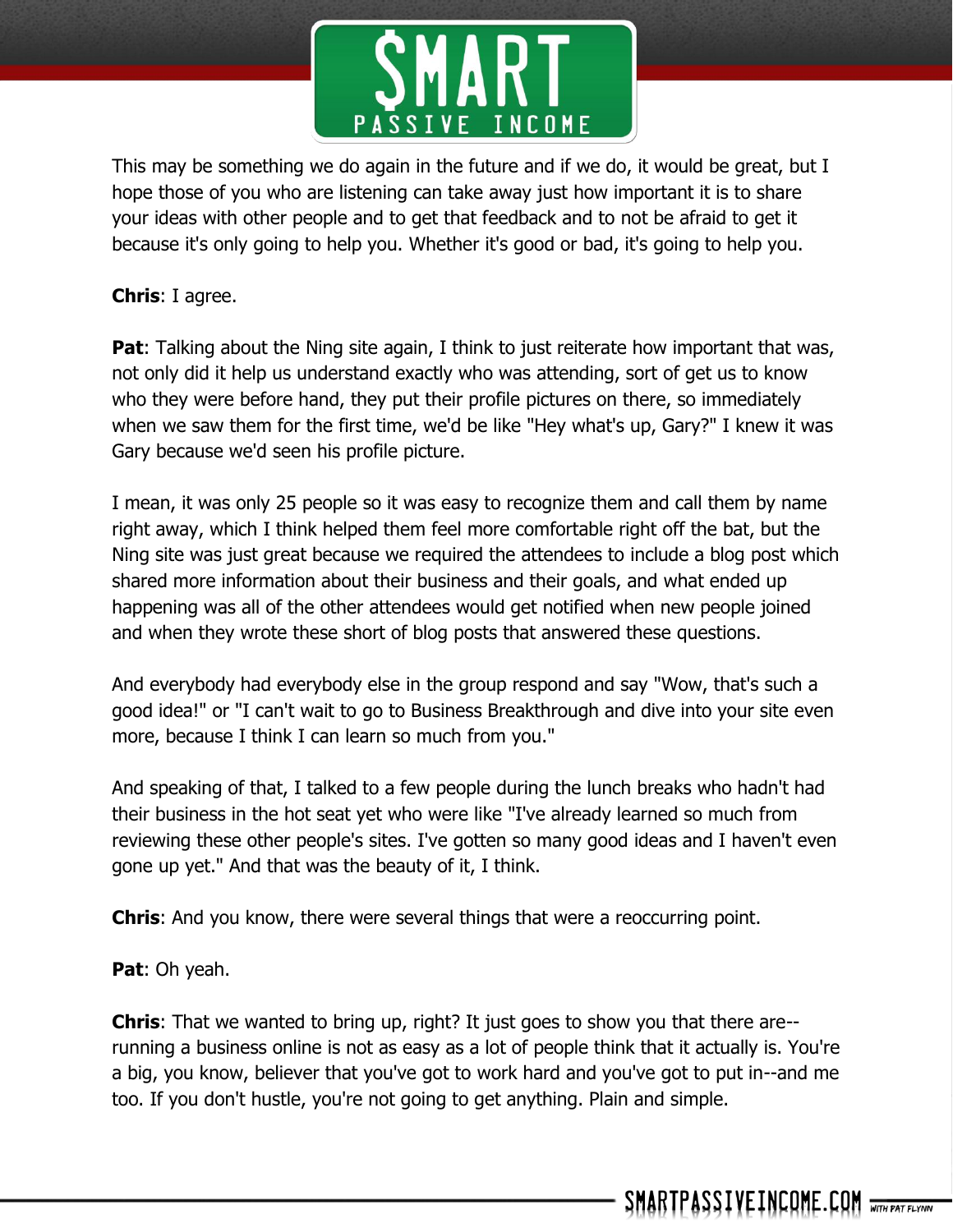This may be something we do again in the future and if we do, it would be great, but I hope those of you who are listening can take away just how important it is to share your ideas with other people and to get that feedback and to not be afraid to get it because it's only going to help you. Whether it's good or bad, it's going to help you.

**Chris**: I agree.

**Pat**: Talking about the Ning site again, I think to just reiterate how important that was, not only did it help us understand exactly who was attending, sort of get us to know who they were before hand, they put their profile pictures on there, so immediately when we saw them for the first time, we'd be like "Hey what's up, Gary?" I knew it was Gary because we'd seen his profile picture.

I mean, it was only 25 people so it was easy to recognize them and call them by name right away, which I think helped them feel more comfortable right off the bat, but the Ning site was just great because we required the attendees to include a blog post which shared more information about their business and their goals, and what ended up happening was all of the other attendees would get notified when new people joined and when they wrote these short of blog posts that answered these questions.

And everybody had everybody else in the group respond and say "Wow, that's such a good idea!" or "I can't wait to go to Business Breakthrough and dive into your site even more, because I think I can learn so much from you."

And speaking of that, I talked to a few people during the lunch breaks who hadn't had their business in the hot seat yet who were like "I've already learned so much from reviewing these other people's sites. I've gotten so many good ideas and I haven't even gone up yet." And that was the beauty of it, I think.

**Chris**: And you know, there were several things that were a reoccurring point.

**Pat**: Oh yeah.

**Chris**: That we wanted to bring up, right? It just goes to show you that there are--running a business online is not as easy as a lot of people think that it actually is. You're a big, you know, believer that you've got to work hard and you've got to put in--and me too. If you don't hustle, you're not going to get anything. Plain and simple.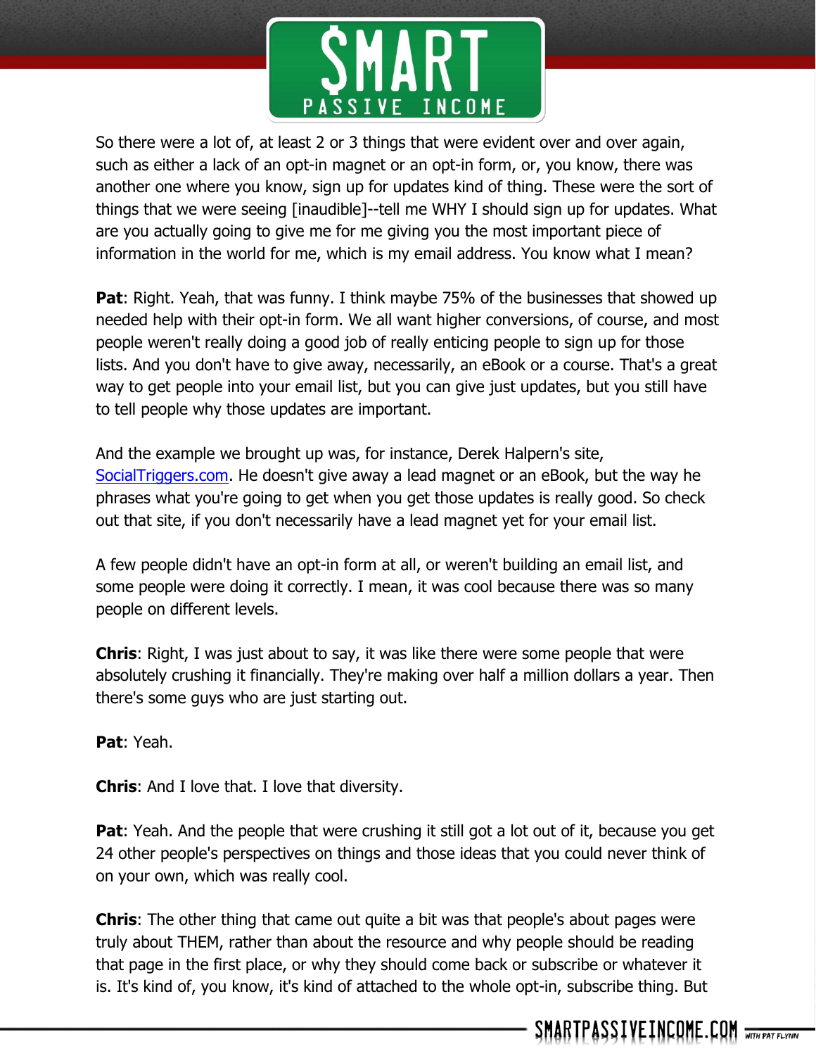So there were a lot of, at least 2 or 3 things that were evident over and over again, such as either a lack of an opt-in magnet or an opt-in form, or, you know, there was another one where you know, sign up for updates kind of thing. These were the sort of things that we were seeing [inaudible]--tell me WHY I should sign up for updates. What are you actually going to give me for me giving you the most important piece of information in the world for me, which is my email address. You know what I mean?

**Pat**: Right. Yeah, that was funny. I think maybe 75% of the businesses that showed up needed help with their opt-in form. We all want higher conversions, of course, and most people weren't really doing a good job of really enticing people to sign up for those lists. And you don't have to give away, necessarily, an eBook or a course. That's a great way to get people into your email list, but you can give just updates, but you still have to tell people why those updates are important.

And the example we brought up was, for instance, Derek Halpern's site, [SocialTriggers.com](http://SocialTriggers.com). He doesn't give away a lead magnet or an eBook, but the way he phrases what you're going to get when you get those updates is really good. So check out that site, if you don't necessarily have a lead magnet yet for your email list.

A few people didn't have an opt-in form at all, or weren't building an email list, and some people were doing it correctly. I mean, it was cool because there was so many people on different levels.

**Chris**: Right, I was just about to say, it was like there were some people that were absolutely crushing it financially. They're making over half a million dollars a year. Then there's some guys who are just starting out.

**Pat**: Yeah.

**Chris**: And I love that. I love that diversity.

**Pat**: Yeah. And the people that were crushing it still got a lot out of it, because you get 24 other people's perspectives on things and those ideas that you could never think of on your own, which was really cool.

**Chris**: The other thing that came out quite a bit was that people's about pages were truly about THEM, rather than about the resource and why people should be reading that page in the first place, or why they should come back or subscribe or whatever it is. It's kind of, you know, it's kind of attached to the whole opt-in, subscribe thing. But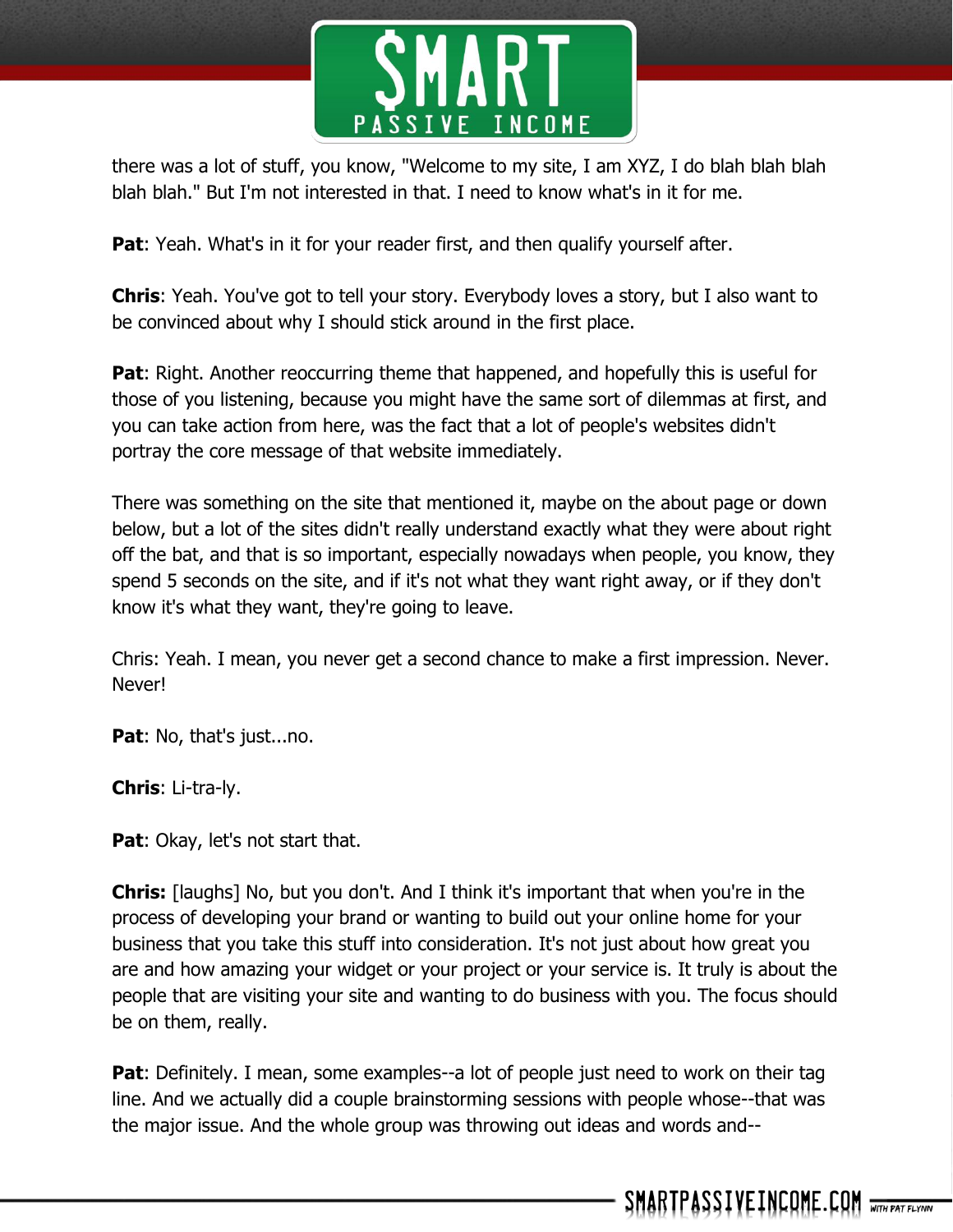there was a lot of stuff, you know, "Welcome to my site, I am XYZ, I do blah blah blah blah blah." But I'm not interested in that. I need to know what's in it for me.

**Pat**: Yeah. What's in it for your reader first, and then qualify yourself after.

**Chris**: Yeah. You've got to tell your story. Everybody loves a story, but I also want to be convinced about why I should stick around in the first place.

**Pat**: Right. Another reoccurring theme that happened, and hopefully this is useful for those of you listening, because you might have the same sort of dilemmas at first, and you can take action from here, was the fact that a lot of people's websites didn't portray the core message of that website immediately.

There was something on the site that mentioned it, maybe on the about page or down below, but a lot of the sites didn't really understand exactly what they were about right off the bat, and that is so important, especially nowadays when people, you know, they spend 5 seconds on the site, and if it's not what they want right away, or if they don't know it's what they want, they're going to leave.

Chris: Yeah. I mean, you never get a second chance to make a first impression. Never. Never!

**Pat**: No, that's just...no.

**Chris**: Li-tra-ly.

**Pat**: Okay, let's not start that.

**Chris:** [laughs] No, but you don't. And I think it's important that when you're in the process of developing your brand or wanting to build out your online home for your business that you take this stuff into consideration. It's not just about how great you are and how amazing your widget or your project or your service is. It truly is about the people that are visiting your site and wanting to do business with you. The focus should be on them, really.

**Pat**: Definitely. I mean, some examples--a lot of people just need to work on their tag line. And we actually did a couple brainstorming sessions with people whose--that was the major issue. And the whole group was throwing out ideas and words and--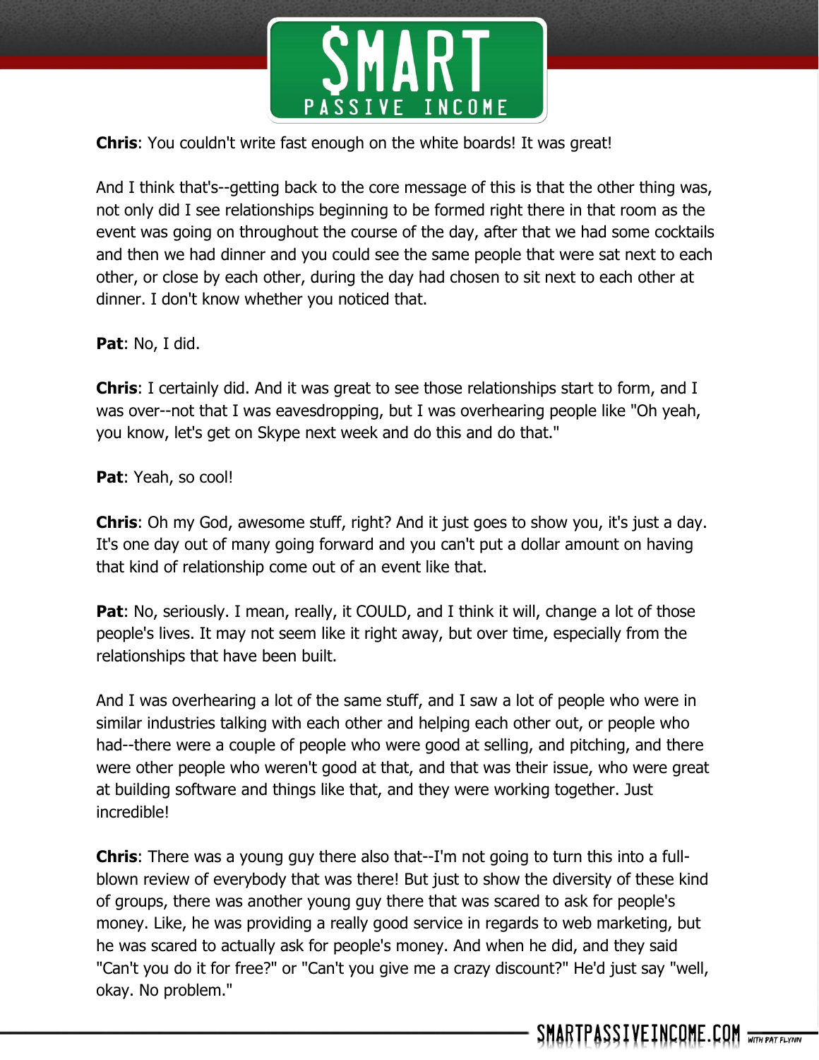**Chris**: You couldn't write fast enough on the white boards! It was great!

And I think that's--getting back to the core message of this is that the other thing was, not only did I see relationships beginning to be formed right there in that room as the event was going on throughout the course of the day, after that we had some cocktails and then we had dinner and you could see the same people that were sat next to each other, or close by each other, during the day had chosen to sit next to each other at dinner. I don't know whether you noticed that.

**Pat**: No, I did.

**Chris**: I certainly did. And it was great to see those relationships start to form, and I was over--not that I was eavesdropping, but I was overhearing people like "Oh yeah, you know, let's get on Skype next week and do this and do that."

**Pat**: Yeah, so cool!

**Chris**: Oh my God, awesome stuff, right? And it just goes to show you, it's just a day. It's one day out of many going forward and you can't put a dollar amount on having that kind of relationship come out of an event like that.

**Pat**: No, seriously. I mean, really, it COULD, and I think it will, change a lot of those people's lives. It may not seem like it right away, but over time, especially from the relationships that have been built.

And I was overhearing a lot of the same stuff, and I saw a lot of people who were in similar industries talking with each other and helping each other out, or people who had--there were a couple of people who were good at selling, and pitching, and there were other people who weren't good at that, and that was their issue, who were great at building software and things like that, and they were working together. Just incredible!

**Chris**: There was a young guy there also that--I'm not going to turn this into a full-blown review of everybody that was there! But just to show the diversity of these kind of groups, there was another young guy there that was scared to ask for people's money. Like, he was providing a really good service in regards to web marketing, but he was scared to actually ask for people's money. And when he did, and they said "Can't you do it for free?" or "Can't you give me a crazy discount?" He'd just say "well, okay. No problem."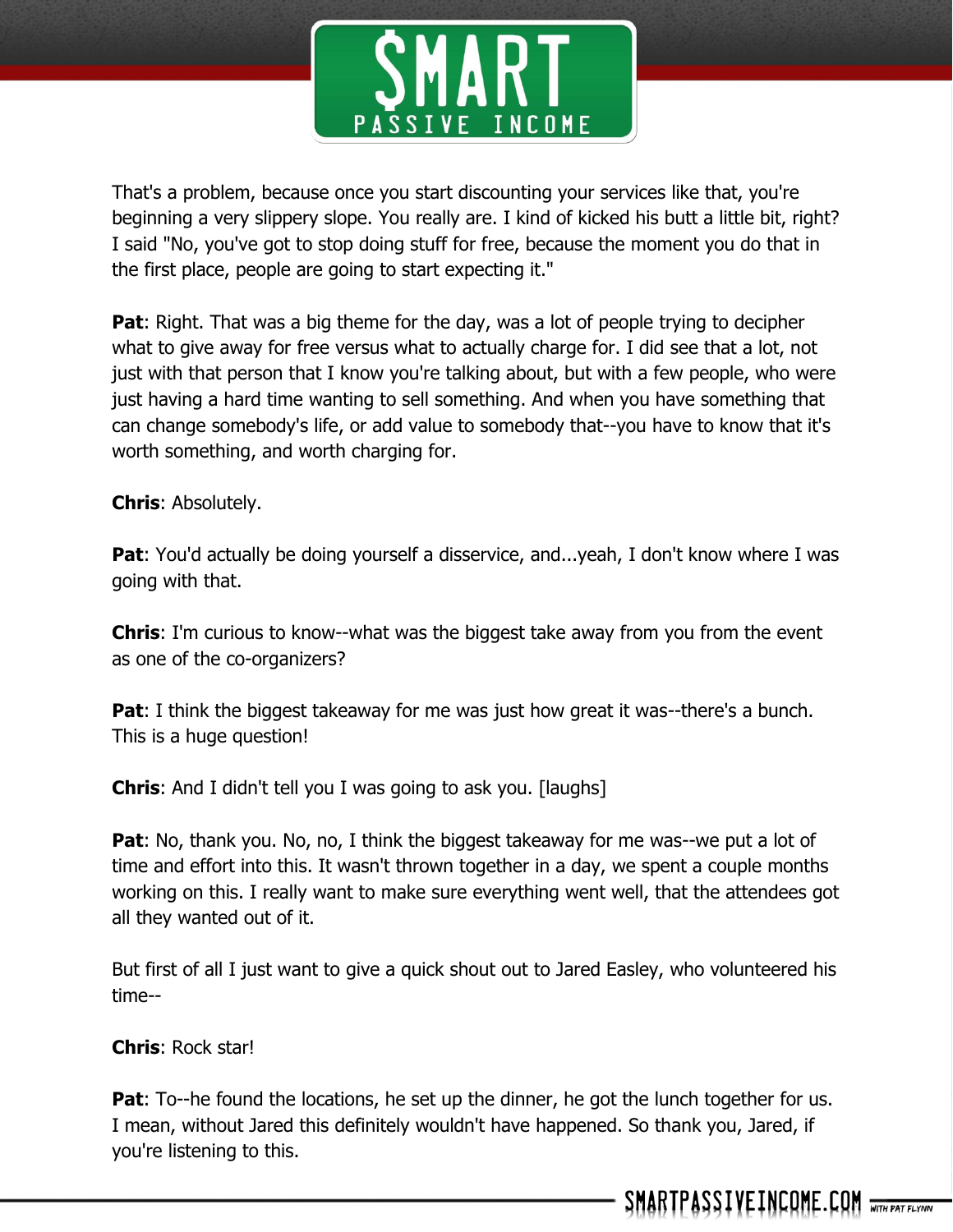That's a problem, because once you start discounting your services like that, you're beginning a very slippery slope. You really are. I kind of kicked his butt a little bit, right? I said "No, you've got to stop doing stuff for free, because the moment you do that in the first place, people are going to start expecting it."

**Pat**: Right. That was a big theme for the day, was a lot of people trying to decipher what to give away for free versus what to actually charge for. I did see that a lot, not just with that person that I know you're talking about, but with a few people, who were just having a hard time wanting to sell something. And when you have something that can change somebody's life, or add value to somebody that--you have to know that it's worth something, and worth charging for.

**Chris**: Absolutely.

**Pat**: You'd actually be doing yourself a disservice, and...yeah, I don't know where I was going with that.

**Chris**: I'm curious to know--what was the biggest take away from you from the event as one of the co-organizers?

**Pat**: I think the biggest takeaway for me was just how great it was--there's a bunch. This is a huge question!

**Chris**: And I didn't tell you I was going to ask you. [laughs]

**Pat**: No, thank you. No, no, I think the biggest takeaway for me was--we put a lot of time and effort into this. It wasn't thrown together in a day, we spent a couple months working on this. I really want to make sure everything went well, that the attendees got all they wanted out of it.

But first of all I just want to give a quick shout out to Jared Easley, who volunteered his time--

**Chris**: Rock star!

**Pat**: To--he found the locations, he set up the dinner, he got the lunch together for us. I mean, without Jared this definitely wouldn't have happened. So thank you, Jared, if you're listening to this.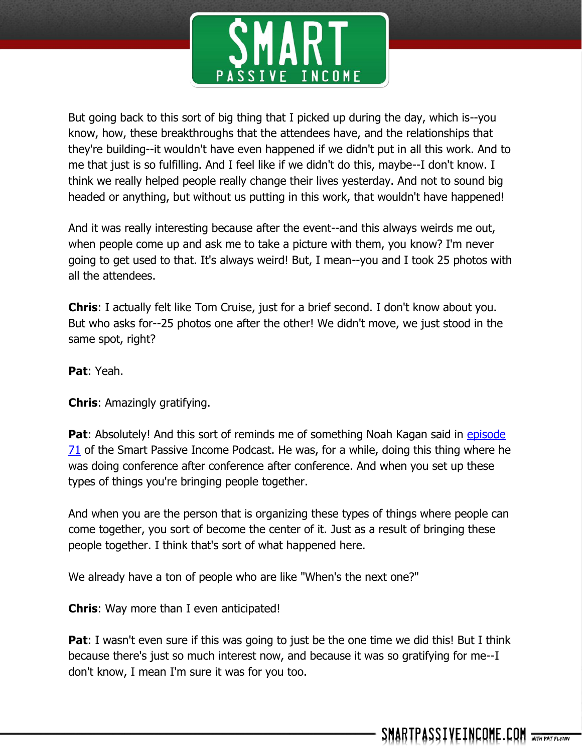But going back to this sort of big thing that I picked up during the day, which is--you know, how, these breakthroughs that the attendees have, and the relationships that they're building--it wouldn't have even happened if we didn't put in all this work. And to me that just is so fulfilling. And I feel like if we didn't do this, maybe--I don't know. I think we really helped people really change their lives yesterday. And not to sound big headed or anything, but without us putting in this work, that wouldn't have happened!

And it was really interesting because after the event--and this always weirds me out, when people come up and ask me to take a picture with them, you know? I'm never going to get used to that. It's always weird! But, I mean--you and I took 25 photos with all the attendees.

**Chris**: I actually felt like Tom Cruise, just for a brief second. I don't know about you. But who asks for--25 photos one after the other! We didn't move, we just stood in the same spot, right?

**Pat**: Yeah.

**Chris**: Amazingly gratifying.

**Pat**: Absolutely! And this sort of reminds me of something Noah Kagan said in [episode 71]() of the Smart Passive Income Podcast. He was, for a while, doing this thing where he was doing conference after conference after conference. And when you set up these types of things you're bringing people together.

And when you are the person that is organizing these types of things where people can come together, you sort of become the center of it. Just as a result of bringing these people together. I think that's sort of what happened here.

We already have a ton of people who are like "When's the next one?"

**Chris**: Way more than I even anticipated!

**Pat**: I wasn't even sure if this was going to just be the one time we did this! But I think because there's just so much interest now, and because it was so gratifying for me--I don't know, I mean I'm sure it was for you too.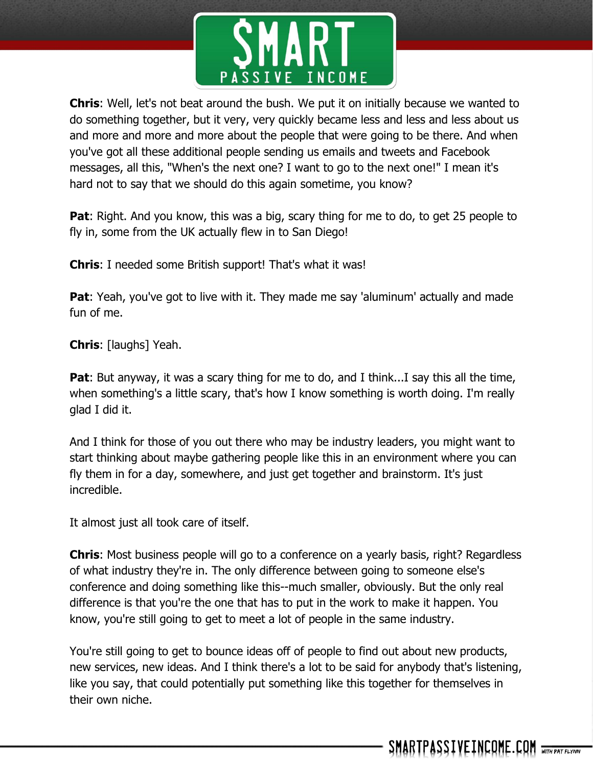**Chris**: Well, let's not beat around the bush. We put it on initially because we wanted to do something together, but it very, very quickly became less and less and less about us and more and more and more about the people that were going to be there. And when you've got all these additional people sending us emails and tweets and Facebook messages, all this, "When's the next one? I want to go to the next one!" I mean it's hard not to say that we should do this again sometime, you know?

**Pat**: Right. And you know, this was a big, scary thing for me to do, to get 25 people to fly in, some from the UK actually flew in to San Diego!

**Chris**: I needed some British support! That's what it was!

**Pat**: Yeah, you've got to live with it. They made me say 'aluminum' actually and made fun of me.

**Chris**: [laughs] Yeah.

**Pat**: But anyway, it was a scary thing for me to do, and I think...I say this all the time, when something's a little scary, that's how I know something is worth doing. I'm really glad I did it.

And I think for those of you out there who may be industry leaders, you might want to start thinking about maybe gathering people like this in an environment where you can fly them in for a day, somewhere, and just get together and brainstorm. It's just incredible.

It almost just all took care of itself.

**Chris**: Most business people will go to a conference on a yearly basis, right? Regardless of what industry they're in. The only difference between going to someone else's conference and doing something like this--much smaller, obviously. But the only real difference is that you're the one that has to put in the work to make it happen. You know, you're still going to get to meet a lot of people in the same industry.

You're still going to get to bounce ideas off of people to find out about new products, new services, new ideas. And I think there's a lot to be said for anybody that's listening, like you say, that could potentially put something like this together for themselves in their own niche.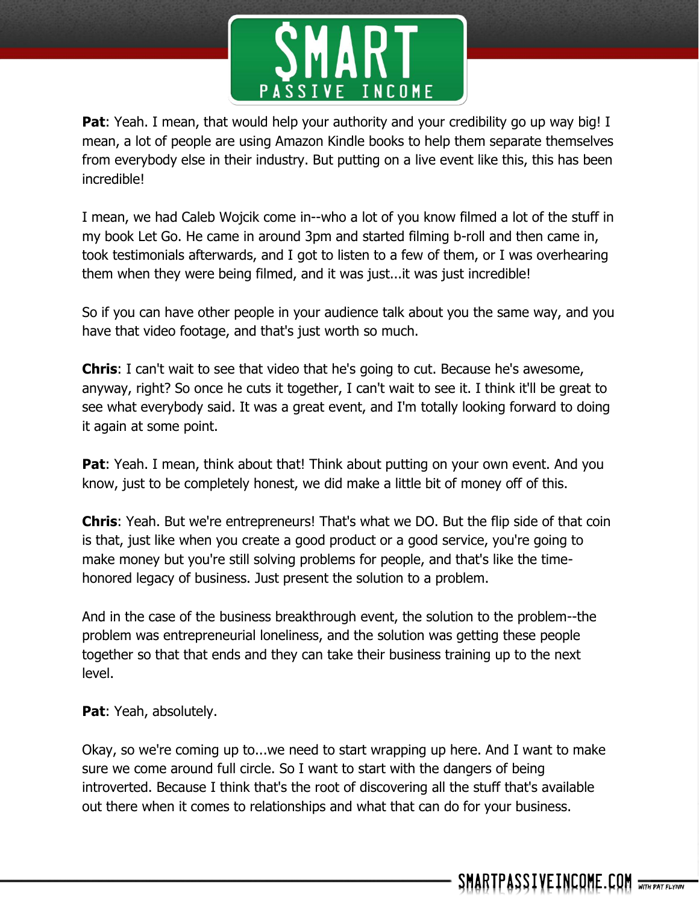**Pat**: Yeah. I mean, that would help your authority and your credibility go up way big! I mean, a lot of people are using Amazon Kindle books to help them separate themselves from everybody else in their industry. But putting on a live event like this, this has been incredible!

I mean, we had Caleb Wojcik come in--who a lot of you know filmed a lot of the stuff in my book Let Go. He came in around 3pm and started filming b-roll and then came in, took testimonials afterwards, and I got to listen to a few of them, or I was overhearing them when they were being filmed, and it was just...it was just incredible!

So if you can have other people in your audience talk about you the same way, and you have that video footage, and that's just worth so much.

**Chris**: I can't wait to see that video that he's going to cut. Because he's awesome, anyway, right? So once he cuts it together, I can't wait to see it. I think it'll be great to see what everybody said. It was a great event, and I'm totally looking forward to doing it again at some point.

**Pat**: Yeah. I mean, think about that! Think about putting on your own event. And you know, just to be completely honest, we did make a little bit of money off of this.

**Chris**: Yeah. But we're entrepreneurs! That's what we DO. But the flip side of that coin is that, just like when you create a good product or a good service, you're going to make money but you're still solving problems for people, and that's like the time-honored legacy of business. Just present the solution to a problem.

And in the case of the business breakthrough event, the solution to the problem--the problem was entrepreneurial loneliness, and the solution was getting these people together so that that ends and they can take their business training up to the next level.

**Pat**: Yeah, absolutely.

Okay, so we're coming up to...we need to start wrapping up here. And I want to make sure we come around full circle. So I want to start with the dangers of being introverted. Because I think that's the root of discovering all the stuff that's available out there when it comes to relationships and what that can do for your business.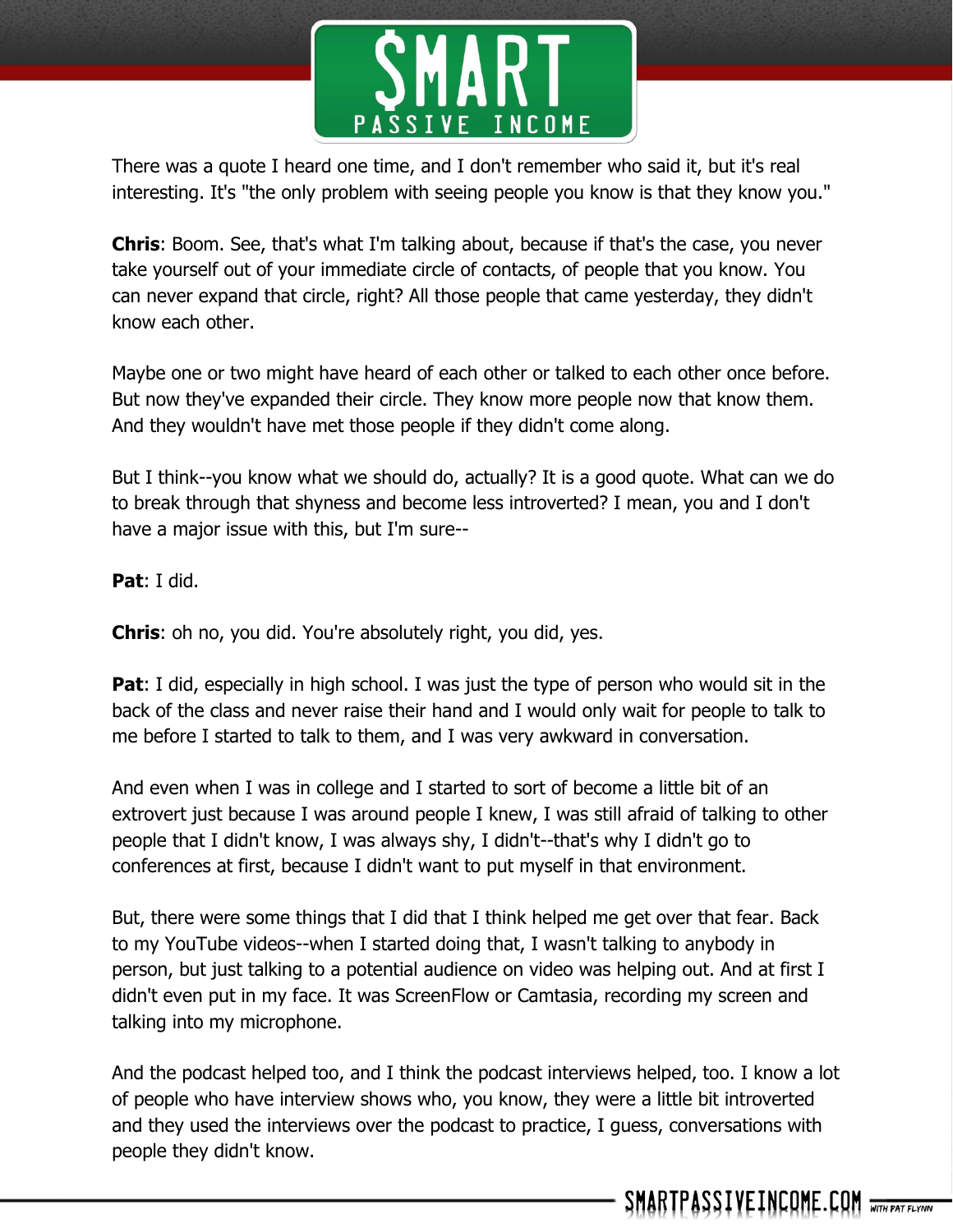There was a quote I heard one time, and I don't remember who said it, but it's real interesting. It's "the only problem with seeing people you know is that they know you."

**Chris**: Boom. See, that's what I'm talking about, because if that's the case, you never take yourself out of your immediate circle of contacts, of people that you know. You can never expand that circle, right? All those people that came yesterday, they didn't know each other.

Maybe one or two might have heard of each other or talked to each other once before. But now they've expanded their circle. They know more people now that know them. And they wouldn't have met those people if they didn't come along.

But I think--you know what we should do, actually? It is a good quote. What can we do to break through that shyness and become less introverted? I mean, you and I don't have a major issue with this, but I'm sure--

**Pat**: I did.

**Chris**: oh no, you did. You're absolutely right, you did, yes.

**Pat**: I did, especially in high school. I was just the type of person who would sit in the back of the class and never raise their hand and I would only wait for people to talk to me before I started to talk to them, and I was very awkward in conversation.

And even when I was in college and I started to sort of become a little bit of an extrovert just because I was around people I knew, I was still afraid of talking to other people that I didn't know, I was always shy, I didn't--that's why I didn't go to conferences at first, because I didn't want to put myself in that environment.

But, there were some things that I did that I think helped me get over that fear. Back to my YouTube videos--when I started doing that, I wasn't talking to anybody in person, but just talking to a potential audience on video was helping out. And at first I didn't even put in my face. It was ScreenFlow or Camtasia, recording my screen and talking into my microphone.

And the podcast helped too, and I think the podcast interviews helped, too. I know a lot of people who have interview shows who, you know, they were a little bit introverted and they used the interviews over the podcast to practice, I guess, conversations with people they didn't know.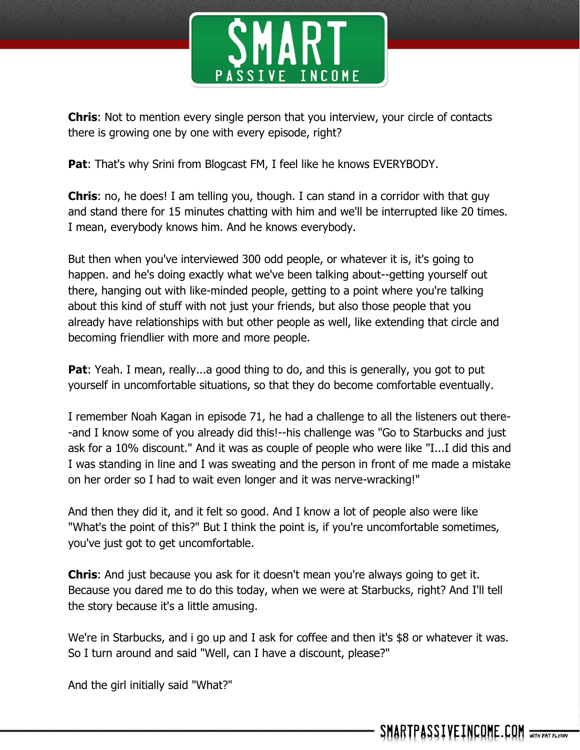**Chris**: Not to mention every single person that you interview, your circle of contacts there is growing one by one with every episode, right?

**Pat**: That's why Srini from Blogcast FM, I feel like he knows EVERYBODY.

**Chris**: no, he does! I am telling you, though. I can stand in a corridor with that guy and stand there for 15 minutes chatting with him and we'll be interrupted like 20 times. I mean, everybody knows him. And he knows everybody.

But then when you've interviewed 300 odd people, or whatever it is, it's going to happen. and he's doing exactly what we've been talking about--getting yourself out there, hanging out with like-minded people, getting to a point where you're talking about this kind of stuff with not just your friends, but also those people that you already have relationships with but other people as well, like extending that circle and becoming friendlier with more and more people.

**Pat**: Yeah. I mean, really...a good thing to do, and this is generally, you got to put yourself in uncomfortable situations, so that they do become comfortable eventually.

I remember Noah Kagan in episode 71, he had a challenge to all the listeners out there--and I know some of you already did this!--his challenge was "Go to Starbucks and just ask for a 10% discount." And it was as couple of people who were like "I...I did this and I was standing in line and I was sweating and the person in front of me made a mistake on her order so I had to wait even longer and it was nerve-wracking!"

And then they did it, and it felt so good. And I know a lot of people also were like "What's the point of this?" But I think the point is, if you're uncomfortable sometimes, you've just got to get uncomfortable.

**Chris**: And just because you ask for it doesn't mean you're always going to get it. Because you dared me to do this today, when we were at Starbucks, right? And I'll tell the story because it's a little amusing.

We're in Starbucks, and i go up and I ask for coffee and then it's $8 or whatever it was. So I turn around and said "Well, can I have a discount, please?"

And the girl initially said "What?"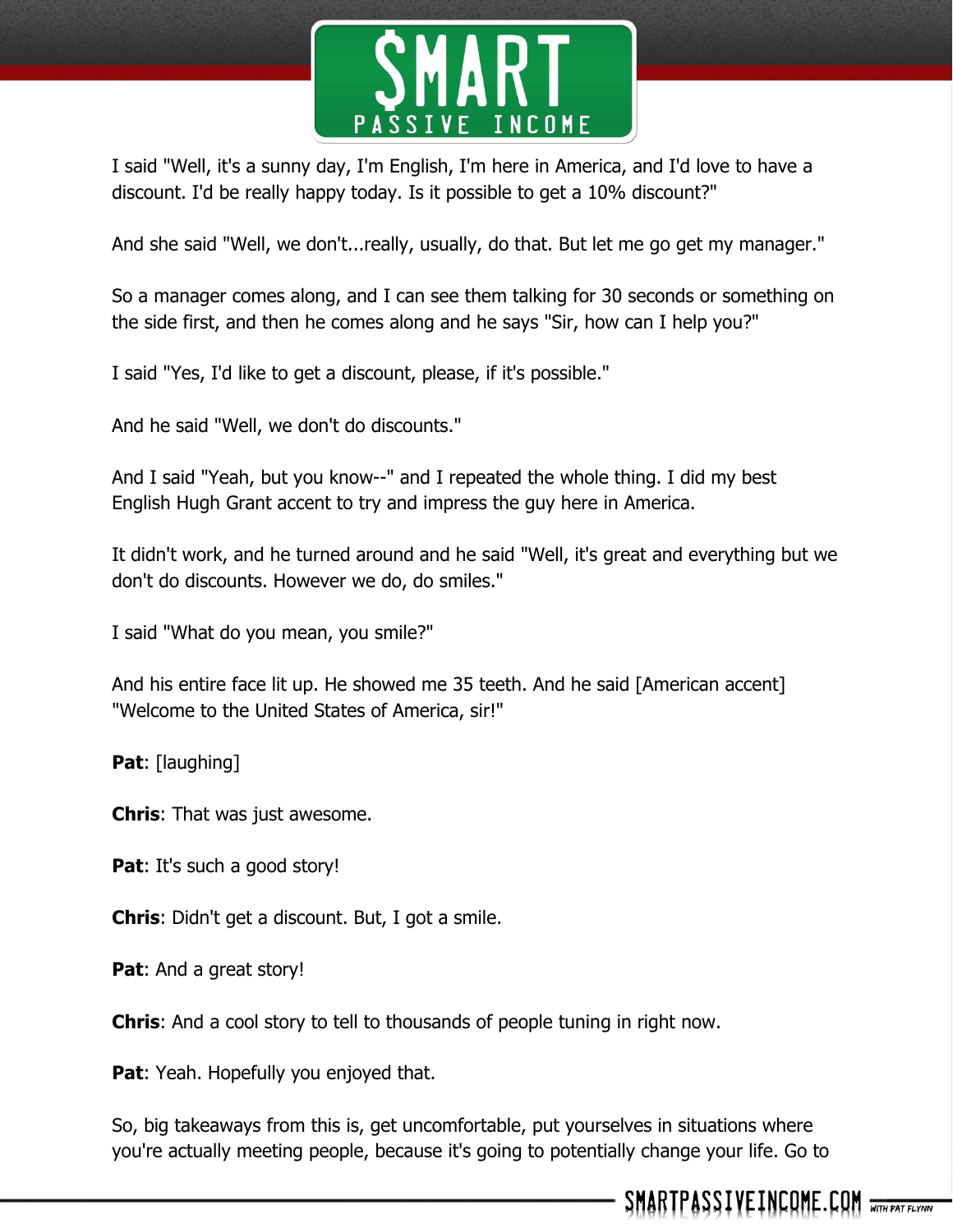I said "Well, it's a sunny day, I'm English, I'm here in America, and I'd love to have a discount. I'd be really happy today. Is it possible to get a 10% discount?"

And she said "Well, we don't...really, usually, do that. But let me go get my manager."

So a manager comes along, and I can see them talking for 30 seconds or something on the side first, and then he comes along and he says "Sir, how can I help you?"

I said "Yes, I'd like to get a discount, please, if it's possible."

And he said "Well, we don't do discounts."

And I said "Yeah, but you know--" and I repeated the whole thing. I did my best English Hugh Grant accent to try and impress the guy here in America.

It didn't work, and he turned around and he said "Well, it's great and everything but we don't do discounts. However we do, do smiles."

I said "What do you mean, you smile?"

And his entire face lit up. He showed me 35 teeth. And he said [American accent] "Welcome to the United States of America, sir!"

**Pat**: [laughing]

**Chris**: That was just awesome.

**Pat**: It's such a good story!

**Chris**: Didn't get a discount. But, I got a smile.

**Pat**: And a great story!

**Chris**: And a cool story to tell to thousands of people tuning in right now.

**Pat**: Yeah. Hopefully you enjoyed that.

So, big takeaways from this is, get uncomfortable, put yourselves in situations where you're actually meeting people, because it's going to potentially change your life. Go to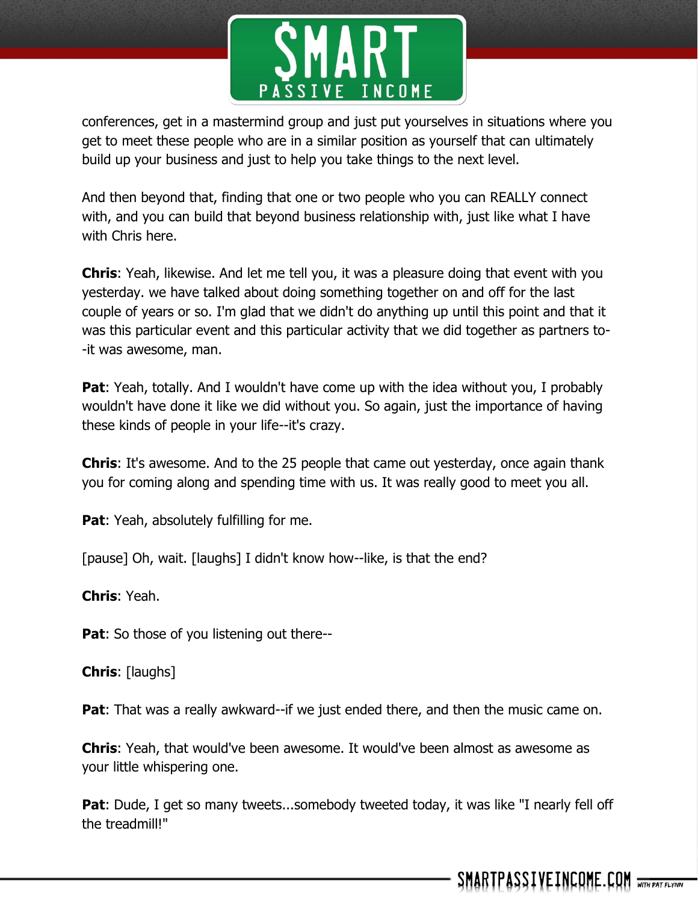conferences, get in a mastermind group and just put yourselves in situations where you get to meet these people who are in a similar position as yourself that can ultimately build up your business and just to help you take things to the next level.

And then beyond that, finding that one or two people who you can REALLY connect with, and you can build that beyond business relationship with, just like what I have with Chris here.

**Chris**: Yeah, likewise. And let me tell you, it was a pleasure doing that event with you yesterday. we have talked about doing something together on and off for the last couple of years or so. I'm glad that we didn't do anything up until this point and that it was this particular event and this particular activity that we did together as partners to--it was awesome, man.

**Pat**: Yeah, totally. And I wouldn't have come up with the idea without you, I probably wouldn't have done it like we did without you. So again, just the importance of having these kinds of people in your life--it's crazy.

**Chris**: It's awesome. And to the 25 people that came out yesterday, once again thank you for coming along and spending time with us. It was really good to meet you all.

**Pat**: Yeah, absolutely fulfilling for me.

[pause] Oh, wait. [laughs] I didn't know how--like, is that the end?

**Chris**: Yeah.

**Pat**: So those of you listening out there--

**Chris**: [laughs]

**Pat**: That was a really awkward--if we just ended there, and then the music came on.

**Chris**: Yeah, that would've been awesome. It would've been almost as awesome as your little whispering one.

**Pat**: Dude, I get so many tweets...somebody tweeted today, it was like "I nearly fell off the treadmill!"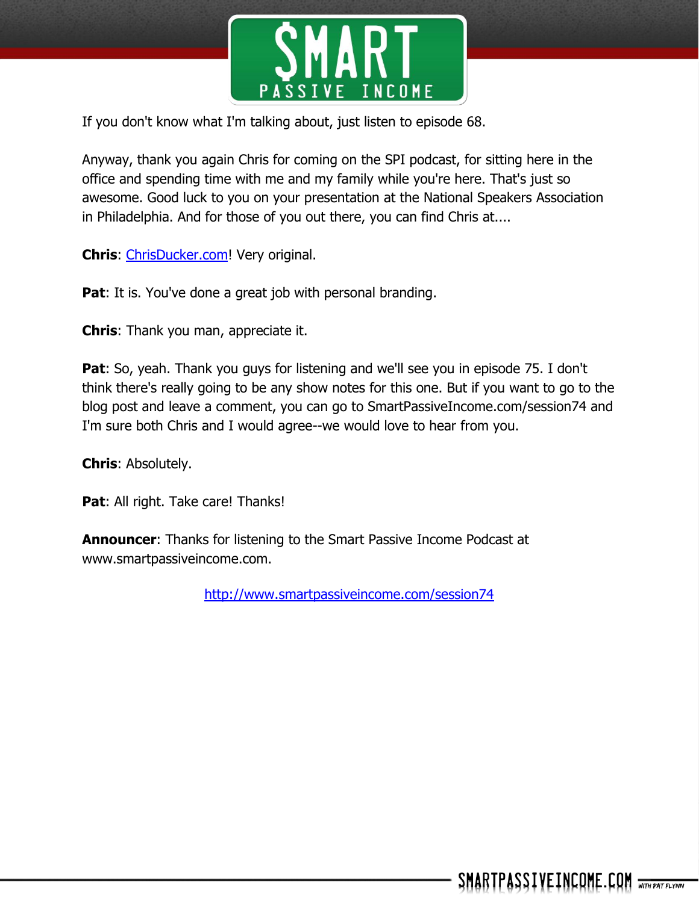If you don't know what I'm talking about, just listen to episode 68.

Anyway, thank you again Chris for coming on the SPI podcast, for sitting here in the office and spending time with me and my family while you're here. That's just so awesome. Good luck to you on your presentation at the National Speakers Association in Philadelphia. And for those of you out there, you can find Chris at....

**Chris**: ChrisDucker.com! Very original.

**Pat**: It is. You've done a great job with personal branding.

**Chris**: Thank you man, appreciate it.

**Pat**: So, yeah. Thank you guys for listening and we'll see you in episode 75. I don't think there's really going to be any show notes for this one. But if you want to go to the blog post and leave a comment, you can go to SmartPassiveIncome.com/session74 and I'm sure both Chris and I would agree--we would love to hear from you.

**Chris**: Absolutely.

**Pat**: All right. Take care! Thanks!

**Announcer**: Thanks for listening to the Smart Passive Income Podcast at www.smartpassiveincome.com.

http://www.smartpassiveincome.com/session74